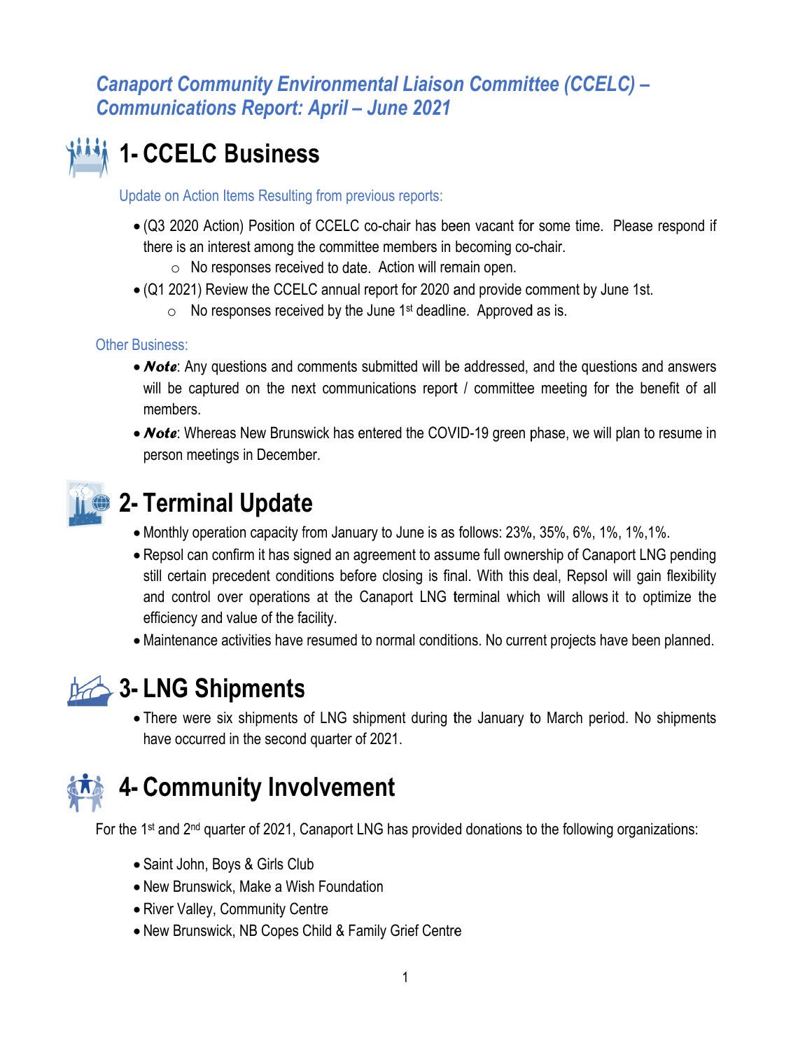# Canaport Community Environmental Liaison Committee (CCELC) – Communications Report: April – June 2021

## 1- CCELC Business

### Update on Action Items Resulting from previous reports:

- (Q3 2020 Action) Position of CCELC co-chair has been vacant for some time. Please respond if there is an interest among the committee members in becoming co-chair.
  - No responses received to date. Action will remain open.
- (Q1 2021) Review the CCELC annual report for 2020 and provide comment by June 1st.
  - No responses received by the June 1st deadline. Approved as is.

### Other Business:

- ***Note***: Any questions and comments submitted will be addressed, and the questions and answers will be captured on the next communications report / committee meeting for the benefit of all members.
- ***Note***: Whereas New Brunswick has entered the COVID-19 green phase, we will plan to resume in person meetings in December.

## 2- Terminal Update

- Monthly operation capacity from January to June is as follows: 23%, 35%, 6%, 1%, 1%,1%.
- Repsol can confirm it has signed an agreement to assume full ownership of Canaport LNG pending still certain precedent conditions before closing is final. With this deal, Repsol will gain flexibility and control over operations at the Canaport LNG terminal which will allows it to optimize the efficiency and value of the facility.
- Maintenance activities have resumed to normal conditions. No current projects have been planned.

## 3- LNG Shipments

- There were six shipments of LNG shipment during the January to March period. No shipments have occurred in the second quarter of 2021.

## 4- Community Involvement

For the 1st and 2nd quarter of 2021, Canaport LNG has provided donations to the following organizations:

- Saint John, Boys & Girls Club
- New Brunswick, Make a Wish Foundation
- River Valley, Community Centre
- New Brunswick, NB Copes Child & Family Grief Centre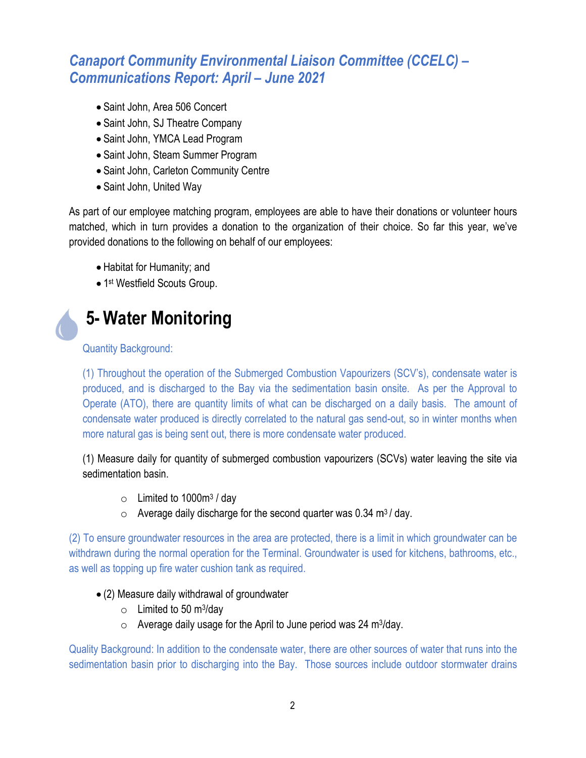- Saint John, Area 506 Concert
- Saint John, SJ Theatre Company
- Saint John, YMCA Lead Program
- Saint John, Steam Summer Program
- Saint John, Carleton Community Centre
- Saint John, United Way

As part of our employee matching program, employees are able to have their donations or volunteer hours matched, which in turn provides a donation to the organization of their choice. So far this year, we've provided donations to the following on behalf of our employees:

- Habitat for Humanity; and
- 1st Westfield Scouts Group.

# 5- Water Monitoring

Quantity Background:

(1) Throughout the operation of the Submerged Combustion Vapourizers (SCV's), condensate water is produced, and is discharged to the Bay via the sedimentation basin onsite. As per the Approval to Operate (ATO), there are quantity limits of what can be discharged on a daily basis. The amount of condensate water produced is directly correlated to the natural gas send-out, so in winter months when more natural gas is being sent out, there is more condensate water produced.

(1) Measure daily for quantity of submerged combustion vapourizers (SCVs) water leaving the site via sedimentation basin.

- Limited to $1000 m^3$ / day
- Average daily discharge for the second quarter was $0.34\ m^3$ / day.

(2) To ensure groundwater resources in the area are protected, there is a limit in which groundwater can be withdrawn during the normal operation for the Terminal. Groundwater is used for kitchens, bathrooms, etc., as well as topping up fire water cushion tank as required.

- (2) Measure daily withdrawal of groundwater
  - Limited to $50\ m^3$/day
  - Average daily usage for the April to June period was $24\ m^3$/day.

Quality Background: In addition to the condensate water, there are other sources of water that runs into the sedimentation basin prior to discharging into the Bay. Those sources include outdoor stormwater drains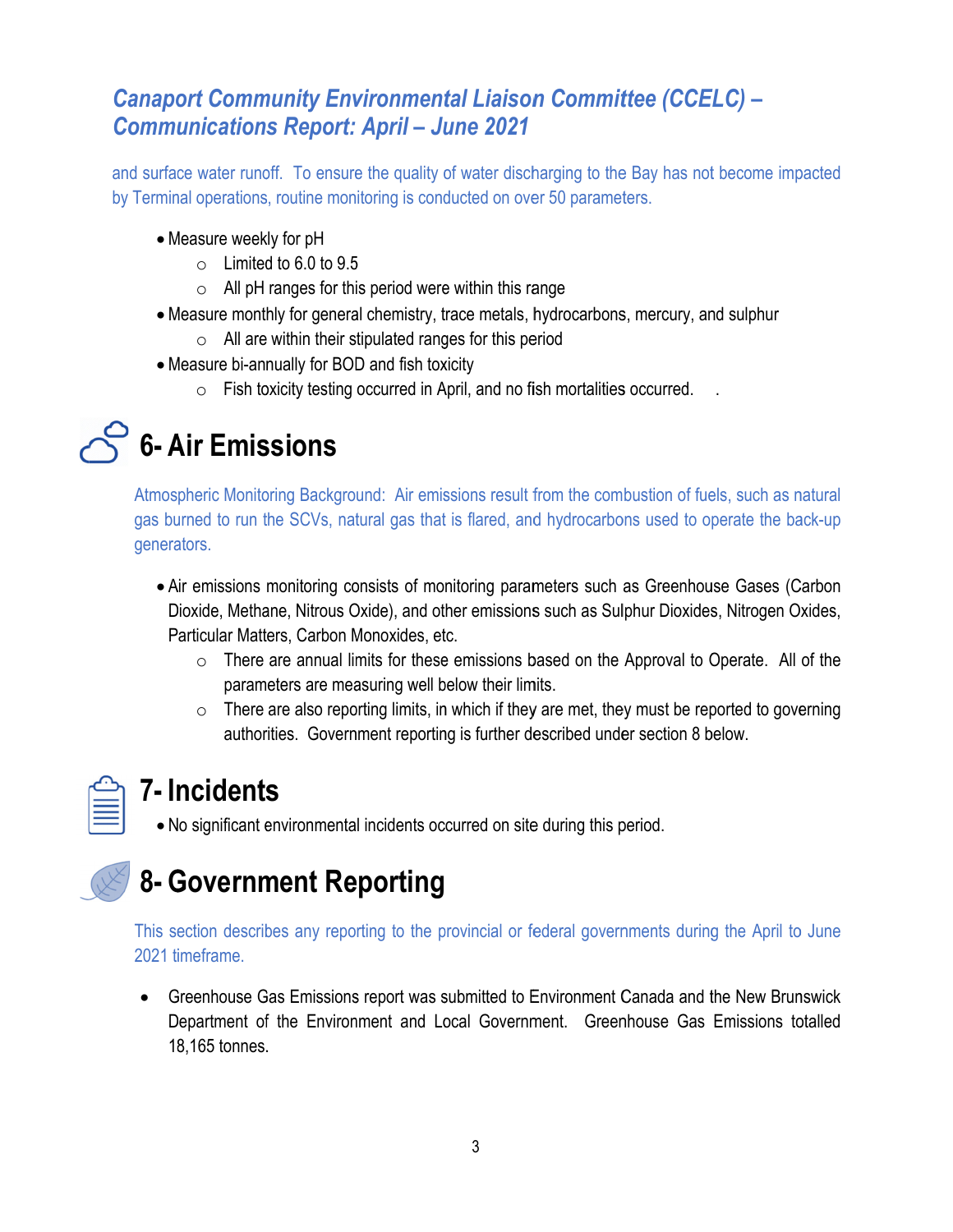and surface water runoff. To ensure the quality of water discharging to the Bay has not become impacted by Terminal operations, routine monitoring is conducted on over 50 parameters.

- Measure weekly for pH
  - Limited to 6.0 to 9.5
  - All pH ranges for this period were within this range
- Measure monthly for general chemistry, trace metals, hydrocarbons, mercury, and sulphur
  - All are within their stipulated ranges for this period
- Measure bi-annually for BOD and fish toxicity
  - Fish toxicity testing occurred in April, and no fish mortalities occurred.

# 6- Air Emissions

Atmospheric Monitoring Background: Air emissions result from the combustion of fuels, such as natural gas burned to run the SCVs, natural gas that is flared, and hydrocarbons used to operate the back-up generators.

- Air emissions monitoring consists of monitoring parameters such as Greenhouse Gases (Carbon Dioxide, Methane, Nitrous Oxide), and other emissions such as Sulphur Dioxides, Nitrogen Oxides, Particular Matters, Carbon Monoxides, etc.
  - There are annual limits for these emissions based on the Approval to Operate. All of the parameters are measuring well below their limits.
  - There are also reporting limits, in which if they are met, they must be reported to governing authorities. Government reporting is further described under section 8 below.

# 7- Incidents

- No significant environmental incidents occurred on site during this period.

# 8- Government Reporting

This section describes any reporting to the provincial or federal governments during the April to June 2021 timeframe.

- Greenhouse Gas Emissions report was submitted to Environment Canada and the New Brunswick Department of the Environment and Local Government. Greenhouse Gas Emissions totalled 18,165 tonnes.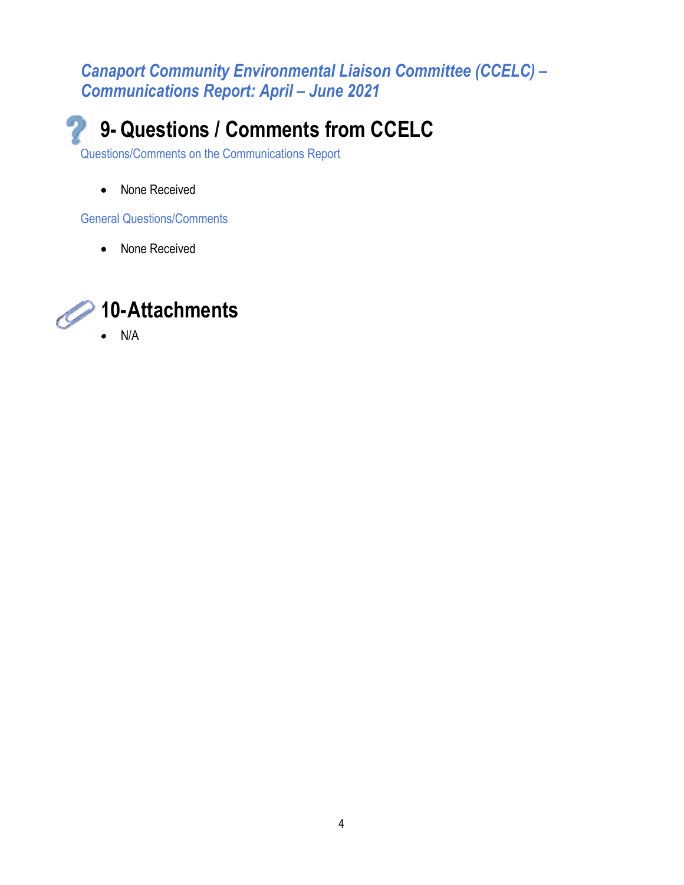*Canaport Community Environmental Liaison Committee (CCELC) – Communications Report: April – June 2021*

# 9- Questions / Comments from CCELC

Questions/Comments on the Communications Report

- None Received

General Questions/Comments

- None Received

# 10-Attachments

- N/A